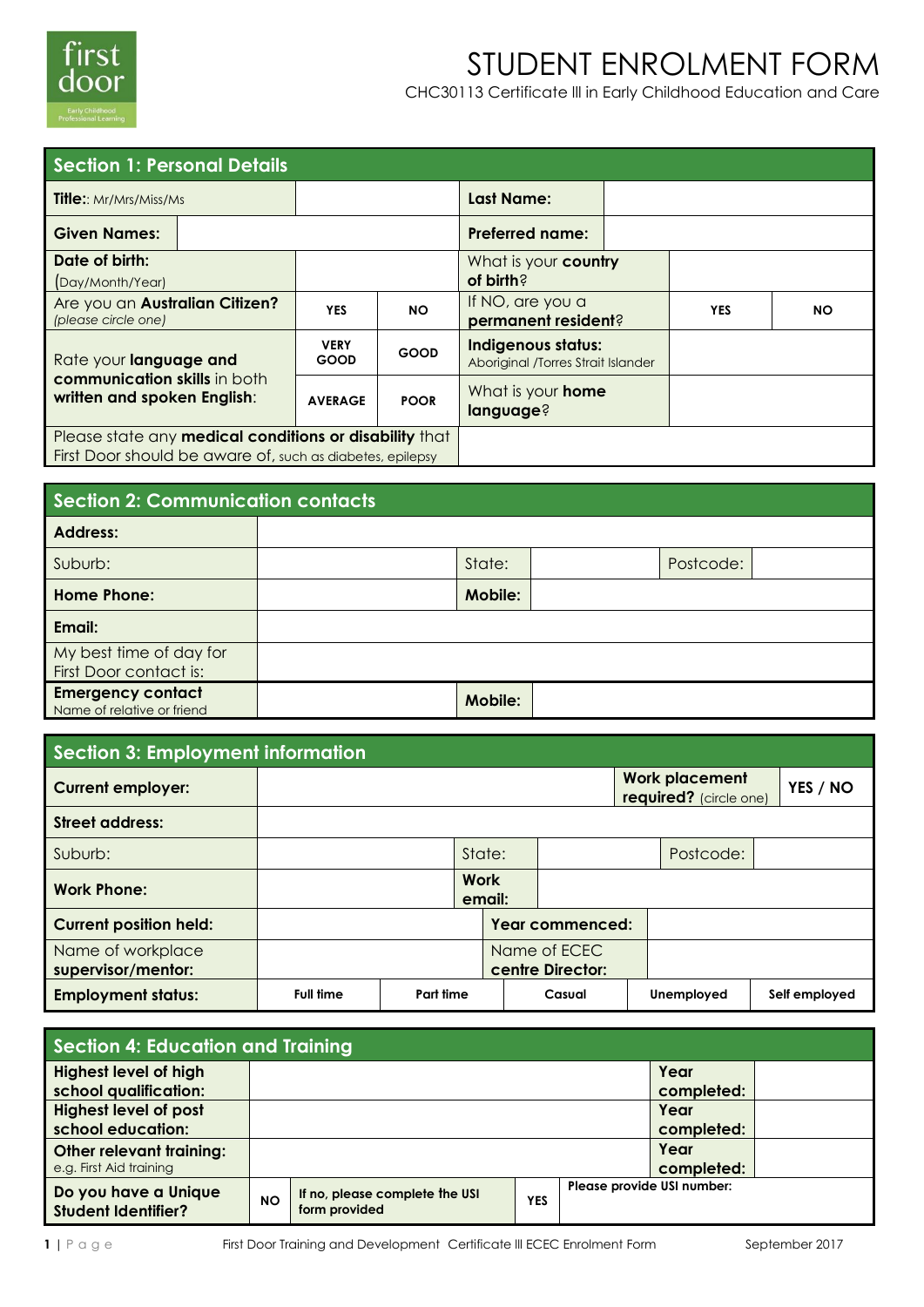first door
Early Childhood Professional Learning

# STUDENT ENROLMENT FORM

CHC30113 Certificate III in Early Childhood Education and Care

## Section 1: Personal Details

| | | | | | |
|---|---|---|---|---|---|
| **Title:**: Mr/Mrs/Miss/Ms | | | **Last Name:** | | |
| **Given Names:** | | | **Preferred name:** | | |
| **Date of birth:** (Day/Month/Year) | | | What is your **country of birth**? | | |
| Are you an **Australian Citizen?** *(please circle one)* | **YES** | **NO** | If NO, are you a **permanent resident**? | **YES** | **NO** |
| Rate your **language and communication skills** in both **written and spoken English**: | **VERY GOOD** | **GOOD** | **Indigenous status:** Aboriginal /Torres Strait Islander | | |
| | **AVERAGE** | **POOR** | What is your **home language**? | | |
| Please state any **medical conditions or disability** that First Door should be aware of, such as diabetes, epilepsy | | | | | |

## Section 2: Communication contacts

| | | | | | |
|---|---|---|---|---|---|
| **Address:** | | | | | |
| Suburb: | | State: | | Postcode: | |
| **Home Phone:** | | **Mobile:** | | | |
| **Email:** | | | | | |
| My best time of day for First Door contact is: | | | | | |
| **Emergency contact** Name of relative or friend | | **Mobile:** | | | |

## Section 3: Employment information

| | | | | | |
|---|---|---|---|---|---|
| **Current employer:** | | | | **Work placement required?** (circle one) | **YES / NO** |
| **Street address:** | | | | | |
| Suburb: | | State: | | Postcode: | |
| **Work Phone:** | | **Work email:** | | | |
| **Current position held:** | | **Year commenced:** | | | |
| Name of workplace **supervisor/mentor:** | | Name of ECEC **centre Director:** | | | |
| **Employment status:** | **Full time** | **Part time** | **Casual** | **Unemployed** | **Self employed** |

## Section 4: Education and Training

| | | | | | |
|---|---|---|---|---|---|
| **Highest level of high school qualification:** | | | | **Year completed:** | |
| **Highest level of post school education:** | | | | **Year completed:** | |
| **Other relevant training:** e.g. First Aid training | | | | **Year completed:** | |
| **Do you have a Unique Student Identifier?** | **NO** | **If no, please complete the USI form provided** | **YES** | **Please provide USI number:** | |

First Door Training and Development Certificate III ECEC Enrolment Form September 2017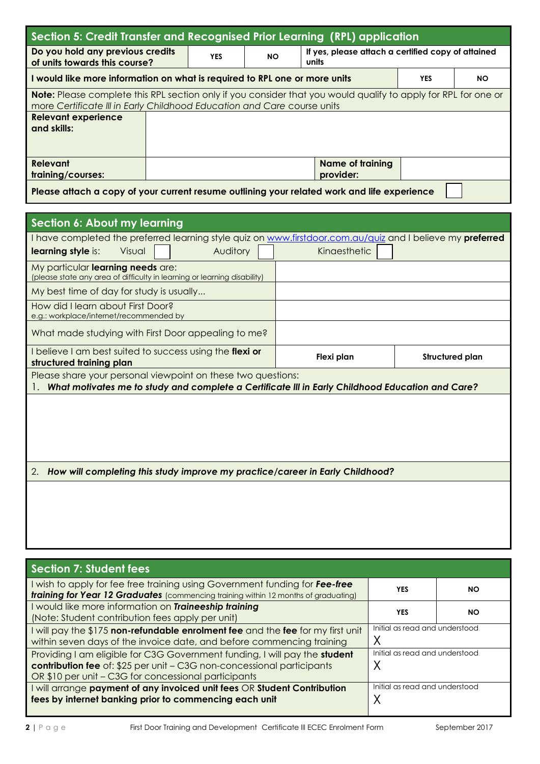## Section 5: Credit Transfer and Recognised Prior Learning (RPL) application

| Do you hold any previous credits of units towards this course? | YES | NO | If yes, please attach a certified copy of attained units |
|---|---|---|---|

| I would like more information on what is required to RPL one or more units | YES | NO |
|---|---|---|

**Note:** Please complete this RPL section only if you consider that you would qualify to apply for RPL for one or more *Certificate III in Early Childhood Education and Care* course units

| | | | |
|---|---|---|---|
| **Relevant experience and skills:** | | | |
| **Relevant training/courses:** | | **Name of training provider:** | |

**Please attach a copy of your current resume outlining your related work and life experience** ☐

## Section 6: About my learning

I have completed the preferred learning style quiz on www.firstdoor.com.au/quiz and I believe my **preferred learning style** is: Visual ☐ Auditory ☐ Kinaesthetic ☐

| | | |
|---|---|---|
| My particular **learning needs** are: (please state any area of difficulty in learning or learning disability) | | |
| My best time of day for study is usually... | | |
| How did I learn about First Door? e.g.: workplace/internet/recommended by | | |
| What made studying with First Door appealing to me? | | |
| I believe I am best suited to success using the **flexi or structured training plan** | **Flexi plan** | **Structured plan** |

Please share your personal viewpoint on these two questions:

1. ***What motivates me to study and complete a Certificate III in Early Childhood Education and Care?***

2. ***How will completing this study improve my practice/career in Early Childhood?***

## Section 7: Student fees

| | | |
|---|---|---|
| I wish to apply for fee free training using Government funding for ***Fee-free training for Year 12 Graduates*** (commencing training within 12 months of graduating) | **YES** | **NO** |
| I would like more information on ***Traineeship training*** (Note: Student contribution fees apply per unit) | **YES** | **NO** |
| I will pay the $175 **non-refundable enrolment fee** and the **fee** for my first unit within seven days of the invoice date, and before commencing training | Initial as read and understood X | |
| Providing I am eligible for C3G Government funding, I will pay the **student contribution fee** of: $25 per unit – C3G non-concessional participants OR $10 per unit – C3G for concessional participants | Initial as read and understood X | |
| I will arrange **payment of any invoiced unit fees** OR **Student Contribution fees by internet banking prior to commencing each unit** | Initial as read and understood X | |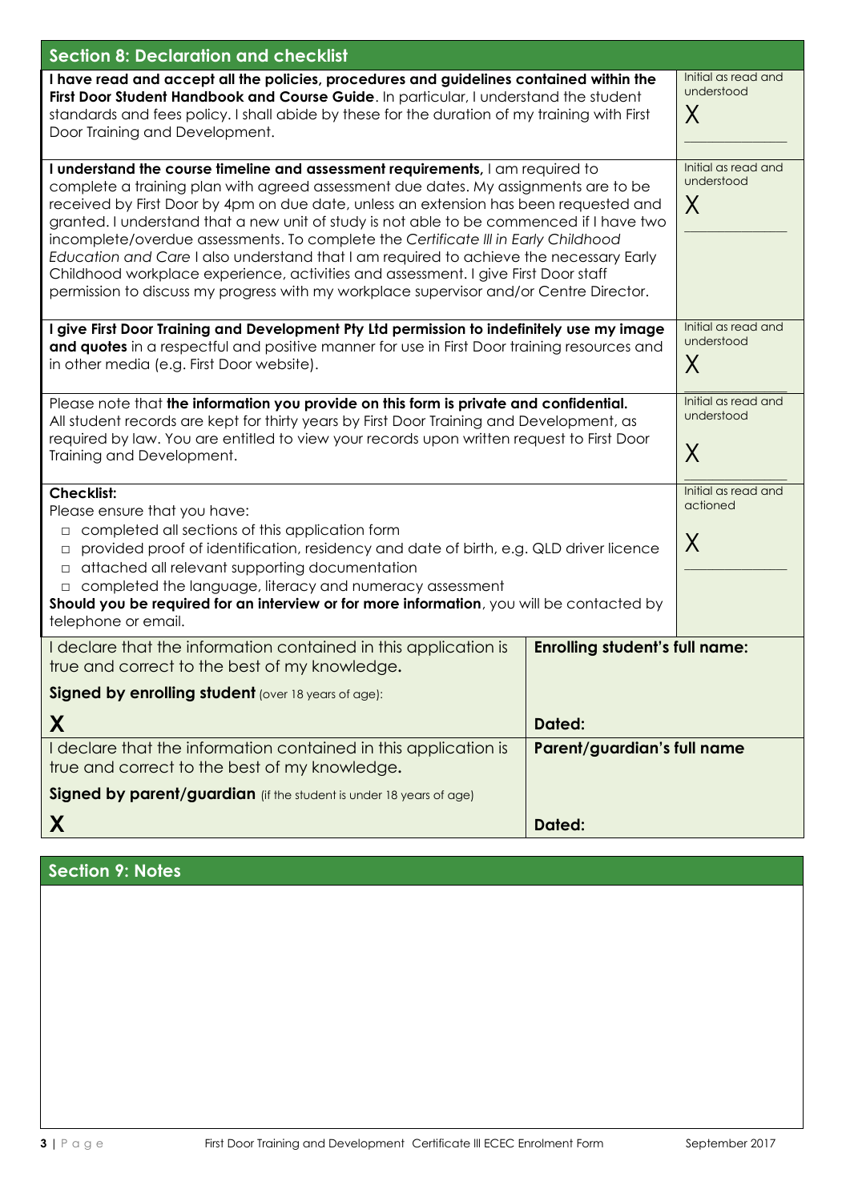## Section 8: Declaration and checklist

| | |
|---|---|
| **I have read and accept all the policies, procedures and guidelines contained within the First Door Student Handbook and Course Guide**. In particular, I understand the student standards and fees policy. I shall abide by these for the duration of my training with First Door Training and Development. | Initial as read and understood<br>X |
| **I understand the course timeline and assessment requirements,** I am required to complete a training plan with agreed assessment due dates. My assignments are to be received by First Door by 4pm on due date, unless an extension has been requested and granted. I understand that a new unit of study is not able to be commenced if I have two incomplete/overdue assessments. To complete the *Certificate III in Early Childhood Education and Care* I also understand that I am required to achieve the necessary Early Childhood workplace experience, activities and assessment. I give First Door staff permission to discuss my progress with my workplace supervisor and/or Centre Director. | Initial as read and understood<br>X |
| **I give First Door Training and Development Pty Ltd permission to indefinitely use my image and quotes** in a respectful and positive manner for use in First Door training resources and in other media (e.g. First Door website). | Initial as read and understood<br>X |
| Please note that **the information you provide on this form is private and confidential.** All student records are kept for thirty years by First Door Training and Development, as required by law. You are entitled to view your records upon written request to First Door Training and Development. | Initial as read and understood<br>X |
| **Checklist:**<br>Please ensure that you have:<br>□ completed all sections of this application form<br>□ provided proof of identification, residency and date of birth, e.g. QLD driver licence<br>□ attached all relevant supporting documentation<br>□ completed the language, literacy and numeracy assessment<br>**Should you be required for an interview or for more information**, you will be contacted by telephone or email. | Initial as read and actioned<br>X |

| | |
|---|---|
| I declare that the information contained in this application is true and correct to the best of my knowledge.<br>**Signed by enrolling student** (over 18 years of age):<br>**X** | **Enrolling student's full name:**<br><br>**Dated:** |
| I declare that the information contained in this application is true and correct to the best of my knowledge.<br>**Signed by parent/guardian** (if the student is under 18 years of age)<br>**X** | **Parent/guardian's full name**<br><br>**Dated:** |

## Section 9: Notes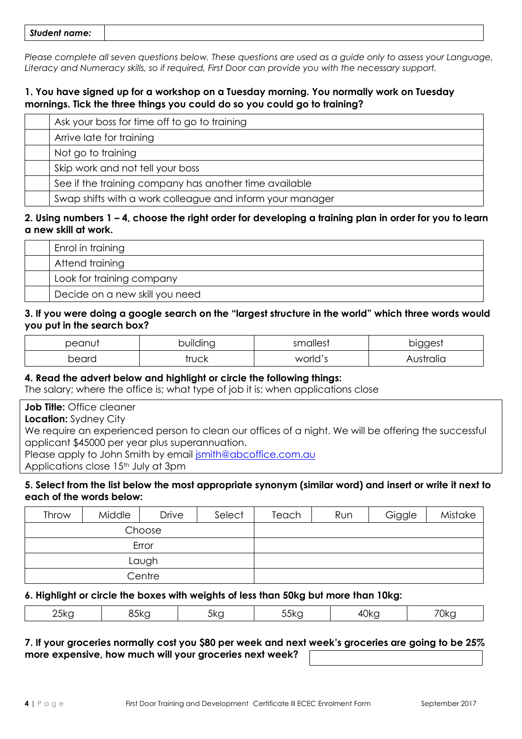| Student name: | |
|---|---|

*Please complete all seven questions below. These questions are used as a guide only to assess your Language, Literacy and Numeracy skills, so if required, First Door can provide you with the necessary support.*

**1. You have signed up for a workshop on a Tuesday morning. You normally work on Tuesday mornings. Tick the three things you could do so you could go to training?**

| | |
|---|---|
| | Ask your boss for time off to go to training |
| | Arrive late for training |
| | Not go to training |
| | Skip work and not tell your boss |
| | See if the training company has another time available |
| | Swap shifts with a work colleague and inform your manager |

**2. Using numbers 1 – 4, choose the right order for developing a training plan in order for you to learn a new skill at work.**

| | |
|---|---|
| | Enrol in training |
| | Attend training |
| | Look for training company |
| | Decide on a new skill you need |

**3. If you were doing a google search on the "largest structure in the world" which three words would you put in the search box?**

| | | | |
|---|---|---|---|
| peanut | building | smallest | biggest |
| beard | truck | world's | Australia |

**4. Read the advert below and highlight or circle the following things:**
The salary; where the office is; what type of job it is; when applications close

**Job Title:** Office cleaner
**Location:** Sydney City
We require an experienced person to clean our offices of a night. We will be offering the successful applicant $45000 per year plus superannuation.
Please apply to John Smith by email jsmith@abcoffice.com.au
Applications close 15th July at 3pm

**5. Select from the list below the most appropriate synonym (similar word) and insert or write it next to each of the words below:**

| Throw | Middle | Drive | Select | Teach | Run | Giggle | Mistake |
|---|---|---|---|---|---|---|---|
| Choose | | | | | | | |
| Error | | | | | | | |
| Laugh | | | | | | | |
| Centre | | | | | | | |

**6. Highlight or circle the boxes with weights of less than 50kg but more than 10kg:**

| | | | | | |
|---|---|---|---|---|---|
| 25kg | 85kg | 5kg | 55kg | 40kg | 70kg |

**7. If your groceries normally cost you $80 per week and next week's groceries are going to be 25% more expensive, how much will your groceries next week?**